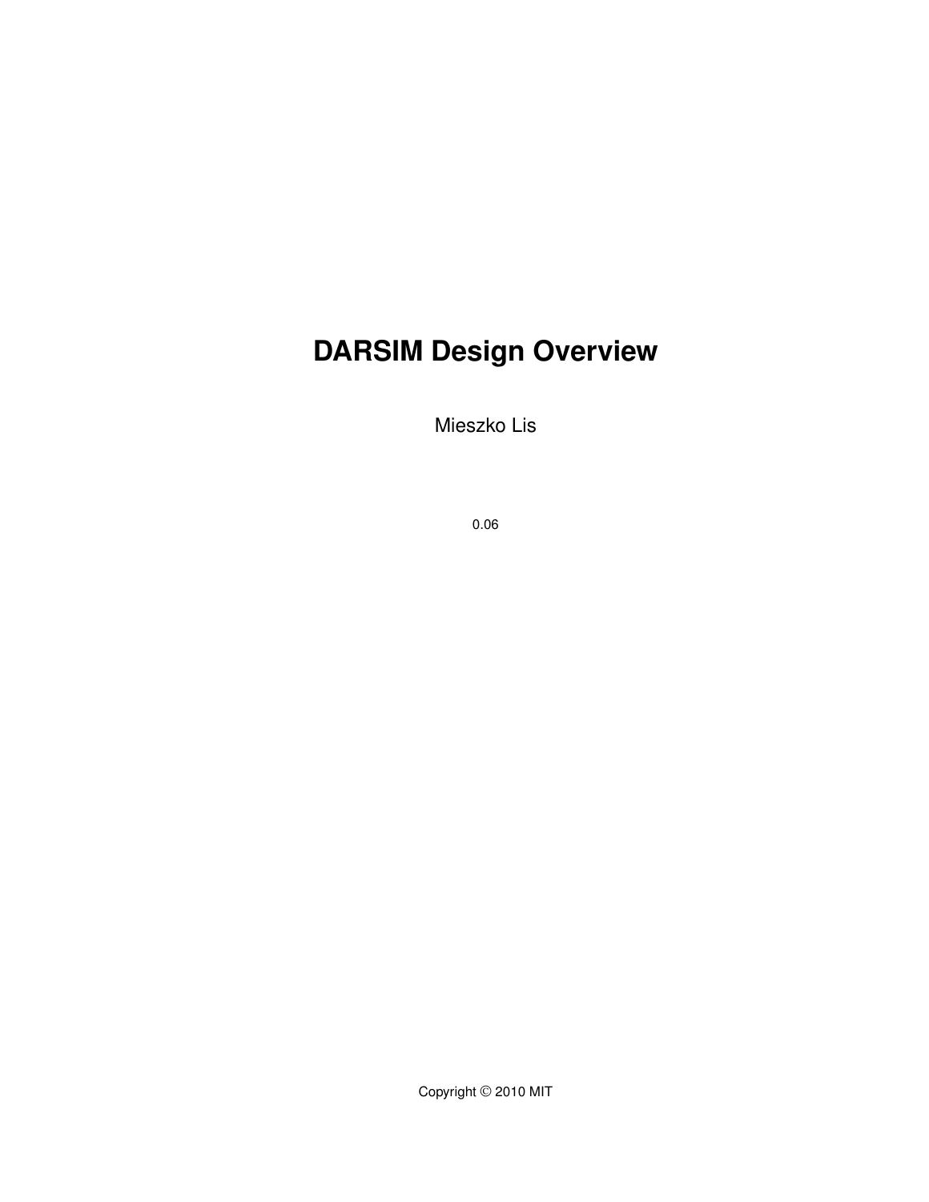# DARSIM Design Overview

Mieszko Lis

0.06

Copyright © 2010 MIT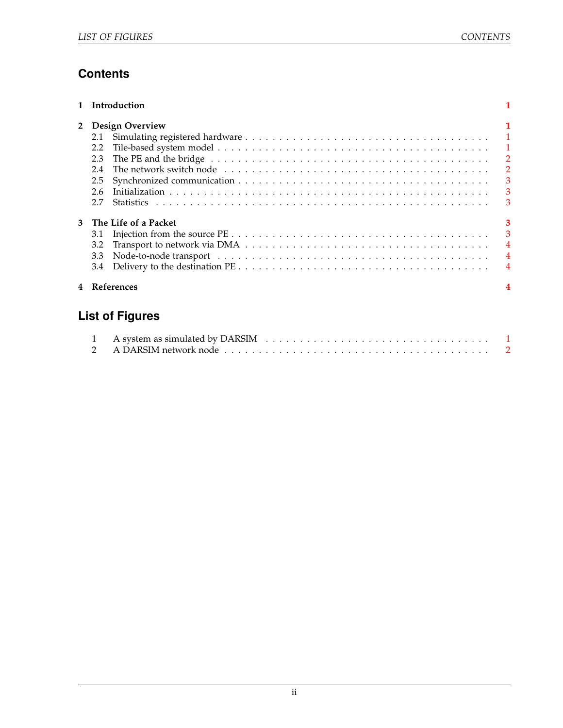## Contents

**1 Introduction** **1**

**2 Design Overview** **1**
- 2.1 Simulating registered hardware . . . . . . . . . . . . . . . . . . . . . . . . . . . . . . . . . 1
- 2.2 Tile-based system model . . . . . . . . . . . . . . . . . . . . . . . . . . . . . . . . . . . . 1
- 2.3 The PE and the bridge . . . . . . . . . . . . . . . . . . . . . . . . . . . . . . . . . . . . . 2
- 2.4 The network switch node . . . . . . . . . . . . . . . . . . . . . . . . . . . . . . . . . . . . 2
- 2.5 Synchronized communication . . . . . . . . . . . . . . . . . . . . . . . . . . . . . . . . . 3
- 2.6 Initialization . . . . . . . . . . . . . . . . . . . . . . . . . . . . . . . . . . . . . . . . . . . 3
- 2.7 Statistics . . . . . . . . . . . . . . . . . . . . . . . . . . . . . . . . . . . . . . . . . . . . . 3

**3 The Life of a Packet** **3**
- 3.1 Injection from the source PE . . . . . . . . . . . . . . . . . . . . . . . . . . . . . . . . . . 3
- 3.2 Transport to network via DMA . . . . . . . . . . . . . . . . . . . . . . . . . . . . . . . . 4
- 3.3 Node-to-node transport . . . . . . . . . . . . . . . . . . . . . . . . . . . . . . . . . . . . . 4
- 3.4 Delivery to the destination PE . . . . . . . . . . . . . . . . . . . . . . . . . . . . . . . . . 4

**4 References** **4**

## List of Figures

- 1 A system as simulated by DARSIM . . . . . . . . . . . . . . . . . . . . . . . . . . . . . . . 1
- 2 A DARSIM network node . . . . . . . . . . . . . . . . . . . . . . . . . . . . . . . . . . . . 2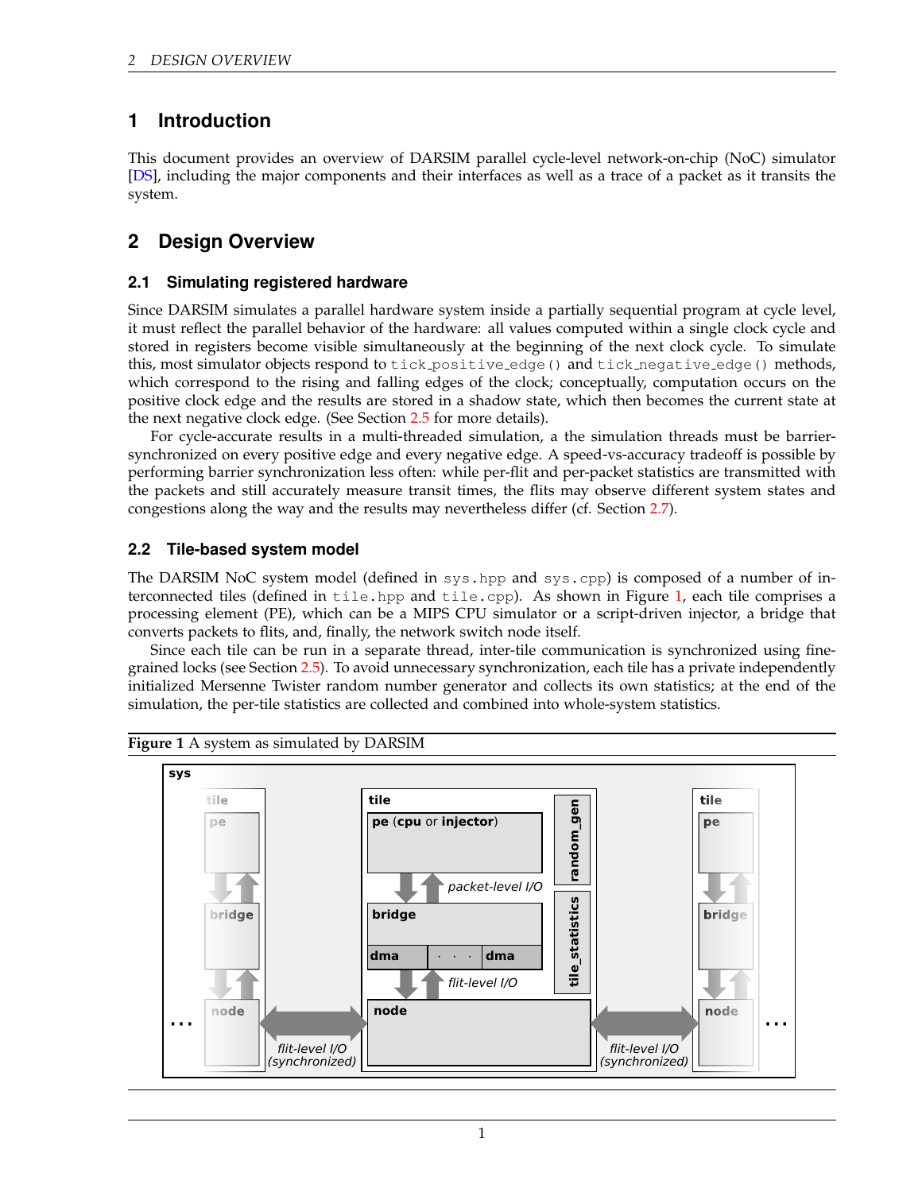# 1 Introduction

This document provides an overview of DARSIM parallel cycle-level network-on-chip (NoC) simulator [DS], including the major components and their interfaces as well as a trace of a packet as it transits the system.

# 2 Design Overview

## 2.1 Simulating registered hardware

Since DARSIM simulates a parallel hardware system inside a partially sequential program at cycle level, it must reflect the parallel behavior of the hardware: all values computed within a single clock cycle and stored in registers become visible simultaneously at the beginning of the next clock cycle. To simulate this, most simulator objects respond to `tick_positive_edge()` and `tick_negative_edge()` methods, which correspond to the rising and falling edges of the clock; conceptually, computation occurs on the positive clock edge and the results are stored in a shadow state, which then becomes the current state at the next negative clock edge. (See Section 2.5 for more details).

For cycle-accurate results in a multi-threaded simulation, a the simulation threads must be barrier-synchronized on every positive edge and every negative edge. A speed-vs-accuracy tradeoff is possible by performing barrier synchronization less often: while per-flit and per-packet statistics are transmitted with the packets and still accurately measure transit times, the flits may observe different system states and congestions along the way and the results may nevertheless differ (cf. Section 2.7).

## 2.2 Tile-based system model

The DARSIM NoC system model (defined in `sys.hpp` and `sys.cpp`) is composed of a number of interconnected tiles (defined in `tile.hpp` and `tile.cpp`). As shown in Figure 1, each tile comprises a processing element (PE), which can be a MIPS CPU simulator or a script-driven injector, a bridge that converts packets to flits, and, finally, the network switch node itself.

Since each tile can be run in a separate thread, inter-tile communication is synchronized using fine-grained locks (see Section 2.5). To avoid unnecessary synchronization, each tile has a private independently initialized Mersenne Twister random number generator and collects its own statistics; at the end of the simulation, the per-tile statistics are collected and combined into whole-system statistics.

**Figure 1** A system as simulated by DARSIM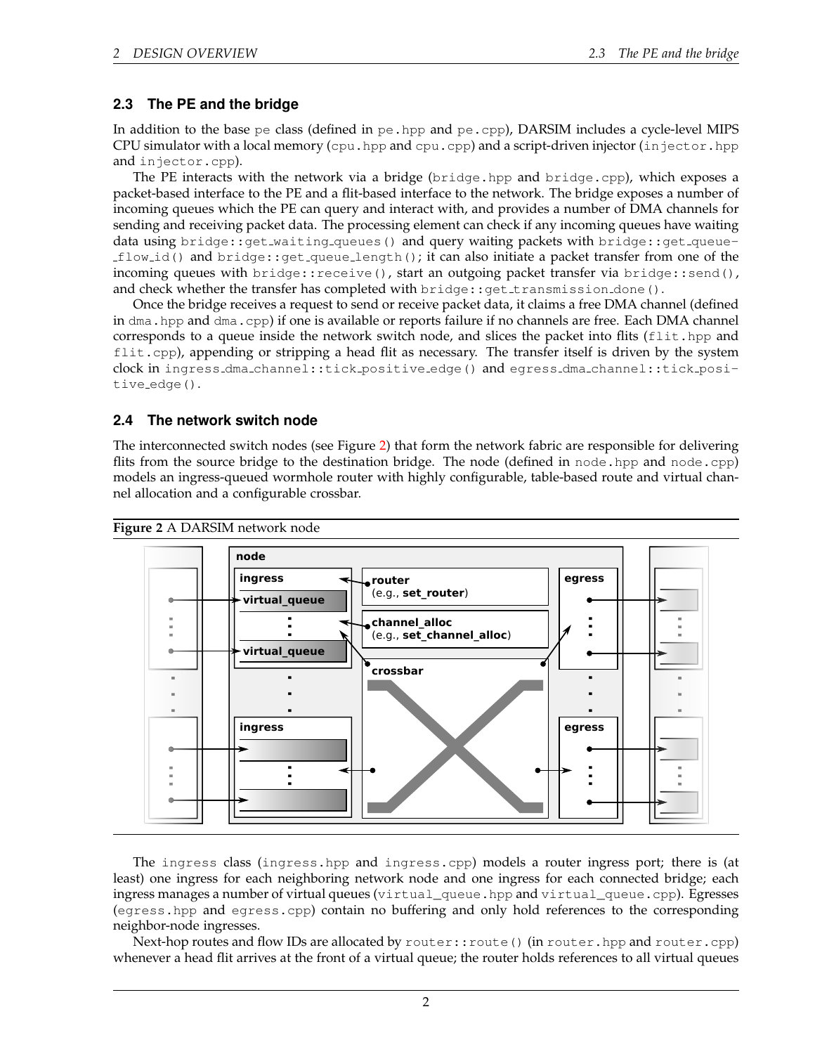### 2.3 The PE and the bridge

In addition to the base `pe` class (defined in `pe.hpp` and `pe.cpp`), DARSIM includes a cycle-level MIPS CPU simulator with a local memory (`cpu.hpp` and `cpu.cpp`) and a script-driven injector (`injector.hpp` and `injector.cpp`).

The PE interacts with the network via a bridge (`bridge.hpp` and `bridge.cpp`), which exposes a packet-based interface to the PE and a flit-based interface to the network. The bridge exposes a number of incoming queues which the PE can query and interact with, and provides a number of DMA channels for sending and receiving packet data. The processing element can check if any incoming queues have waiting data using `bridge::get_waiting_queues()` and query waiting packets with `bridge::get_queue_flow_id()` and `bridge::get_queue_length()`; it can also initiate a packet transfer from one of the incoming queues with `bridge::receive()`, start an outgoing packet transfer via `bridge::send()`, and check whether the transfer has completed with `bridge::get_transmission_done()`.

Once the bridge receives a request to send or receive packet data, it claims a free DMA channel (defined in `dma.hpp` and `dma.cpp`) if one is available or reports failure if no channels are free. Each DMA channel corresponds to a queue inside the network switch node, and slices the packet into flits (`flit.hpp` and `flit.cpp`), appending or stripping a head flit as necessary. The transfer itself is driven by the system clock in `ingress_dma_channel::tick_positive_edge()` and `egress_dma_channel::tick_positive_edge()`.

### 2.4 The network switch node

The interconnected switch nodes (see Figure 2) that form the network fabric are responsible for delivering flits from the source bridge to the destination bridge. The node (defined in `node.hpp` and `node.cpp`) models an ingress-queued wormhole router with highly configurable, table-based route and virtual channel allocation and a configurable crossbar.

**Figure 2** A DARSIM network node

The `ingress` class (`ingress.hpp` and `ingress.cpp`) models a router ingress port; there is (at least) one ingress for each neighboring network node and one ingress for each connected bridge; each ingress manages a number of virtual queues (`virtual_queue.hpp` and `virtual_queue.cpp`). Egresses (`egress.hpp` and `egress.cpp`) contain no buffering and only hold references to the corresponding neighbor-node ingresses.

Next-hop routes and flow IDs are allocated by `router::route()` (in `router.hpp` and `router.cpp`) whenever a head flit arrives at the front of a virtual queue; the router holds references to all virtual queues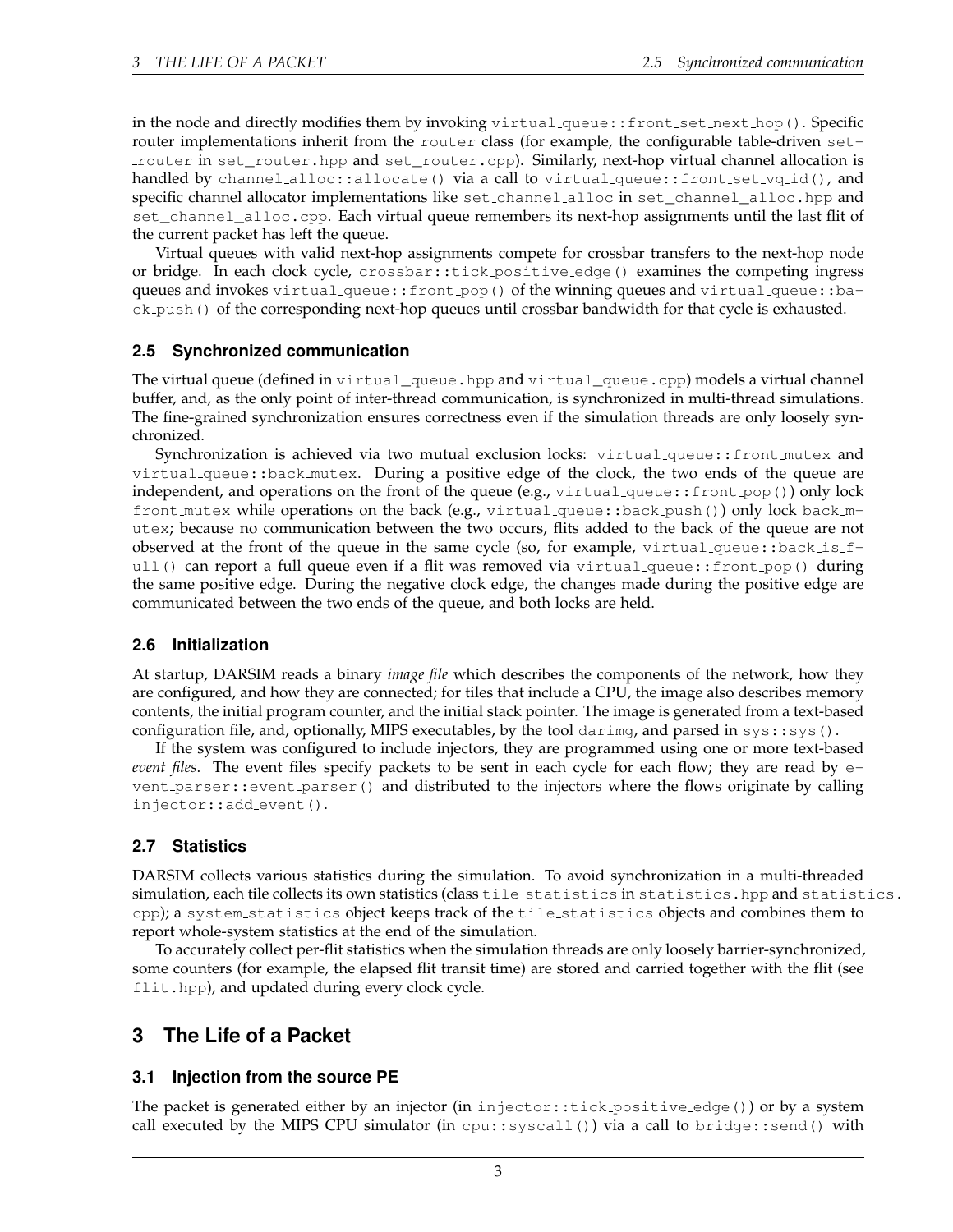in the node and directly modifies them by invoking `virtual_queue::front_set_next_hop()`. Specific router implementations inherit from the `router` class (for example, the configurable table-driven `set_router` in `set_router.hpp` and `set_router.cpp`). Similarly, next-hop virtual channel allocation is handled by `channel_alloc::allocate()` via a call to `virtual_queue::front_set_vq_id()`, and specific channel allocator implementations like `set_channel_alloc` in `set_channel_alloc.hpp` and `set_channel_alloc.cpp`. Each virtual queue remembers its next-hop assignments until the last flit of the current packet has left the queue.

Virtual queues with valid next-hop assignments compete for crossbar transfers to the next-hop node or bridge. In each clock cycle, `crossbar::tick_positive_edge()` examines the competing ingress queues and invokes `virtual_queue::front_pop()` of the winning queues and `virtual_queue::back_push()` of the corresponding next-hop queues until crossbar bandwidth for that cycle is exhausted.

### 2.5 Synchronized communication

The virtual queue (defined in `virtual_queue.hpp` and `virtual_queue.cpp`) models a virtual channel buffer, and, as the only point of inter-thread communication, is synchronized in multi-thread simulations. The fine-grained synchronization ensures correctness even if the simulation threads are only loosely synchronized.

Synchronization is achieved via two mutual exclusion locks: `virtual_queue::front_mutex` and `virtual_queue::back_mutex`. During a positive edge of the clock, the two ends of the queue are independent, and operations on the front of the queue (e.g., `virtual_queue::front_pop()`) only lock `front_mutex` while operations on the back (e.g., `virtual_queue::back_push()`) only lock `back_mutex`; because no communication between the two occurs, flits added to the back of the queue are not observed at the front of the queue in the same cycle (so, for example, `virtual_queue::back_is_full()` can report a full queue even if a flit was removed via `virtual_queue::front_pop()` during the same positive edge. During the negative clock edge, the changes made during the positive edge are communicated between the two ends of the queue, and both locks are held.

### 2.6 Initialization

At startup, DARSIM reads a binary *image file* which describes the components of the network, how they are configured, and how they are connected; for tiles that include a CPU, the image also describes memory contents, the initial program counter, and the initial stack pointer. The image is generated from a text-based configuration file, and, optionally, MIPS executables, by the tool `darimg`, and parsed in `sys::sys()`.

If the system was configured to include injectors, they are programmed using one or more text-based *event files*. The event files specify packets to be sent in each cycle for each flow; they are read by `event_parser::event_parser()` and distributed to the injectors where the flows originate by calling `injector::add_event()`.

### 2.7 Statistics

DARSIM collects various statistics during the simulation. To avoid synchronization in a multi-threaded simulation, each tile collects its own statistics (class `tile_statistics` in `statistics.hpp` and `statistics.cpp`); a `system_statistics` object keeps track of the `tile_statistics` objects and combines them to report whole-system statistics at the end of the simulation.

To accurately collect per-flit statistics when the simulation threads are only loosely barrier-synchronized, some counters (for example, the elapsed flit transit time) are stored and carried together with the flit (see `flit.hpp`), and updated during every clock cycle.

## 3 The Life of a Packet

### 3.1 Injection from the source PE

The packet is generated either by an injector (in `injector::tick_positive_edge()`) or by a system call executed by the MIPS CPU simulator (in `cpu::syscall()`) via a call to `bridge::send()` with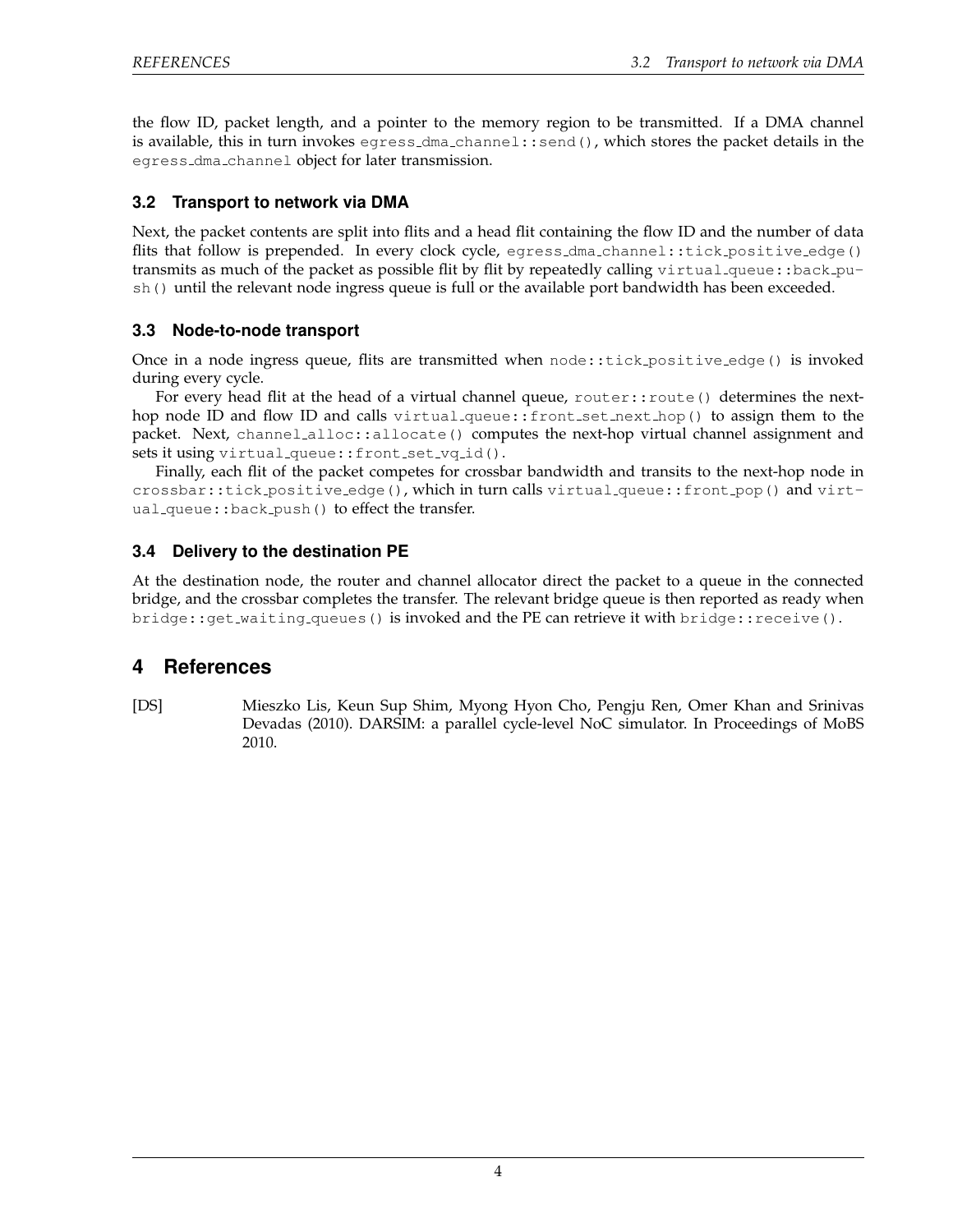the flow ID, packet length, and a pointer to the memory region to be transmitted. If a DMA channel is available, this in turn invokes `egress_dma_channel::send()`, which stores the packet details in the `egress_dma_channel` object for later transmission.

### 3.2 Transport to network via DMA

Next, the packet contents are split into flits and a head flit containing the flow ID and the number of data flits that follow is prepended. In every clock cycle, `egress_dma_channel::tick_positive_edge()` transmits as much of the packet as possible flit by flit by repeatedly calling `virtual_queue::back_push()` until the relevant node ingress queue is full or the available port bandwidth has been exceeded.

### 3.3 Node-to-node transport

Once in a node ingress queue, flits are transmitted when `node::tick_positive_edge()` is invoked during every cycle.

For every head flit at the head of a virtual channel queue, `router::route()` determines the next-hop node ID and flow ID and calls `virtual_queue::front_set_next_hop()` to assign them to the packet. Next, `channel_alloc::allocate()` computes the next-hop virtual channel assignment and sets it using `virtual_queue::front_set_vq_id()`.

Finally, each flit of the packet competes for crossbar bandwidth and transits to the next-hop node in `crossbar::tick_positive_edge()`, which in turn calls `virtual_queue::front_pop()` and `virtual_queue::back_push()` to effect the transfer.

### 3.4 Delivery to the destination PE

At the destination node, the router and channel allocator direct the packet to a queue in the connected bridge, and the crossbar completes the transfer. The relevant bridge queue is then reported as ready when `bridge::get_waiting_queues()` is invoked and the PE can retrieve it with `bridge::receive()`.

## 4 References

[DS] Mieszko Lis, Keun Sup Shim, Myong Hyon Cho, Pengju Ren, Omer Khan and Srinivas Devadas (2010). DARSIM: a parallel cycle-level NoC simulator. In Proceedings of MoBS 2010.